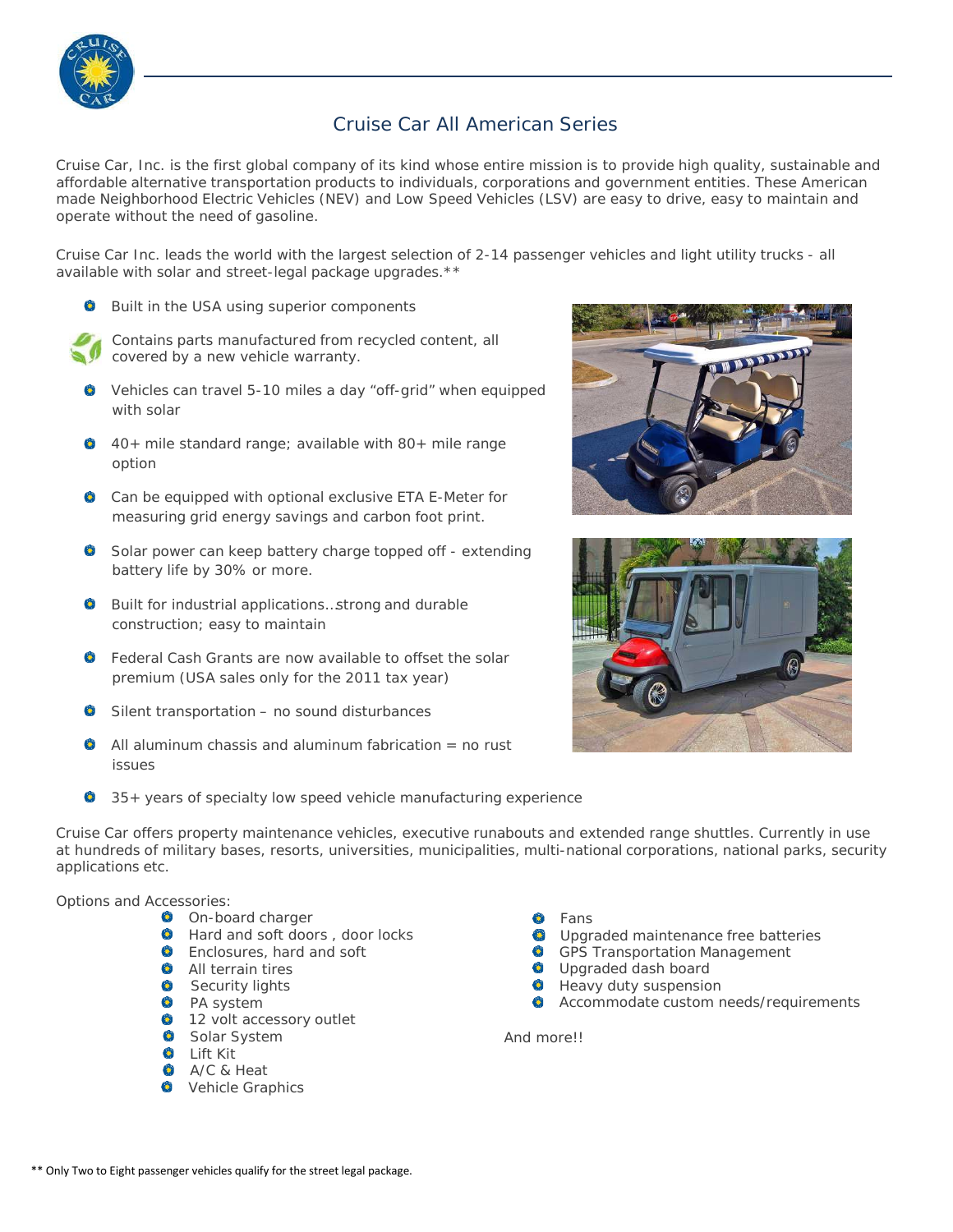# Cruise Car All American Series

Cruise Car, Inc. is the first global company of its kind whose entire mission is to provide high quality, sustainable and affordable alternative transportation products to individuals, corporations and government entities. These American made Neighborhood Electric Vehicles (NEV) and Low Speed Vehicles (LSV) are easy to drive, easy to maintain and operate without the need of gasoline.

Cruise Car Inc. leads the world with the largest selection of 2-14 passenger vehicles and light utility trucks - all available with solar and street-legal package upgrades.**

- Built in the USA using superior components
- Contains parts manufactured from recycled content, all covered by a new vehicle warranty.
- Vehicles can travel 5-10 miles a day "off-grid" when equipped with solar
- 40+ mile standard range; available with 80+ mile range option
- Can be equipped with optional exclusive ETA E-Meter for measuring grid energy savings and carbon foot print.
- Solar power can keep battery charge topped off - extending battery life by 30% or more.
- Built for industrial applications...strong and durable construction; easy to maintain
- Federal Cash Grants are now available to offset the solar premium (USA sales only for the 2011 tax year)
- Silent transportation – no sound disturbances
- All aluminum chassis and aluminum fabrication = no rust issues
- 35+ years of specialty low speed vehicle manufacturing experience

Cruise Car offers property maintenance vehicles, executive runabouts and extended range shuttles. Currently in use at hundreds of military bases, resorts, universities, municipalities, multi-national corporations, national parks, security applications etc.

Options and Accessories:

- On-board charger
- Hard and soft doors , door locks
- Enclosures, hard and soft
- All terrain tires
- Security lights
- PA system
- 12 volt accessory outlet
- Solar System
- Lift Kit
- A/C & Heat
- Vehicle Graphics
- Fans
- Upgraded maintenance free batteries
- GPS Transportation Management
- Upgraded dash board
- Heavy duty suspension
- Accommodate custom needs/requirements

And more!!

** Only Two to Eight passenger vehicles qualify for the street legal package.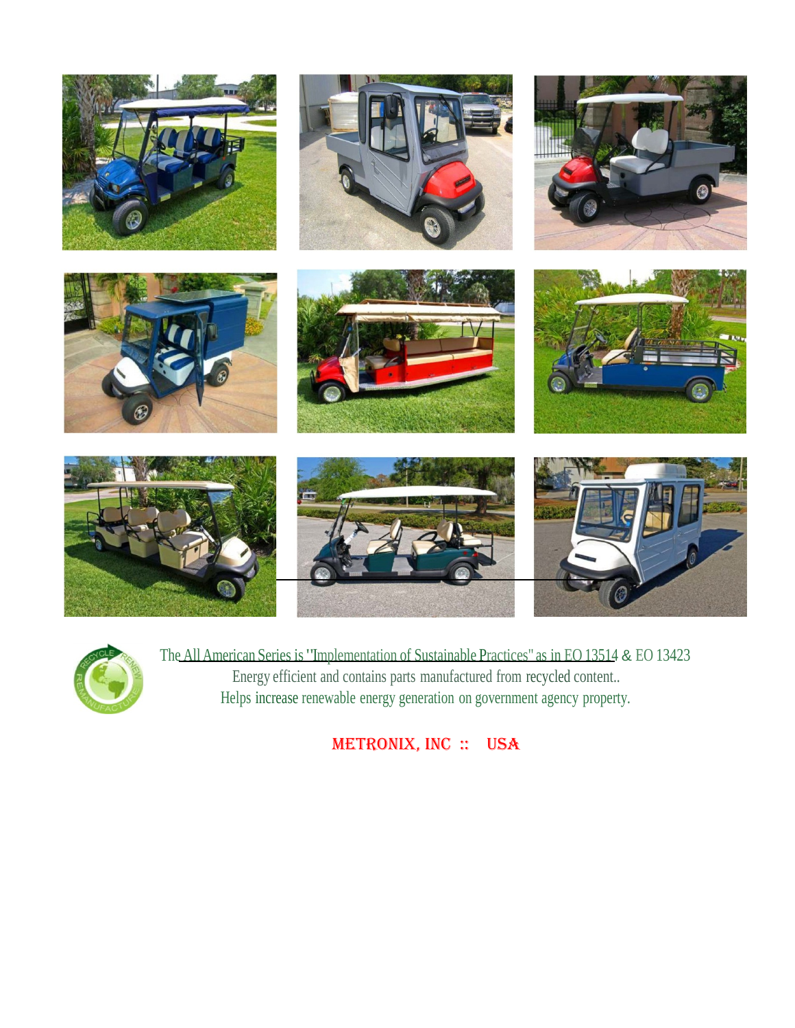The All American Series is "Implementation of Sustainable Practices" as in EO 13514 & EO 13423
Energy efficient and contains parts manufactured from recycled content..
Helps increase renewable energy generation on government agency property.

METRONIX, INC :: USA